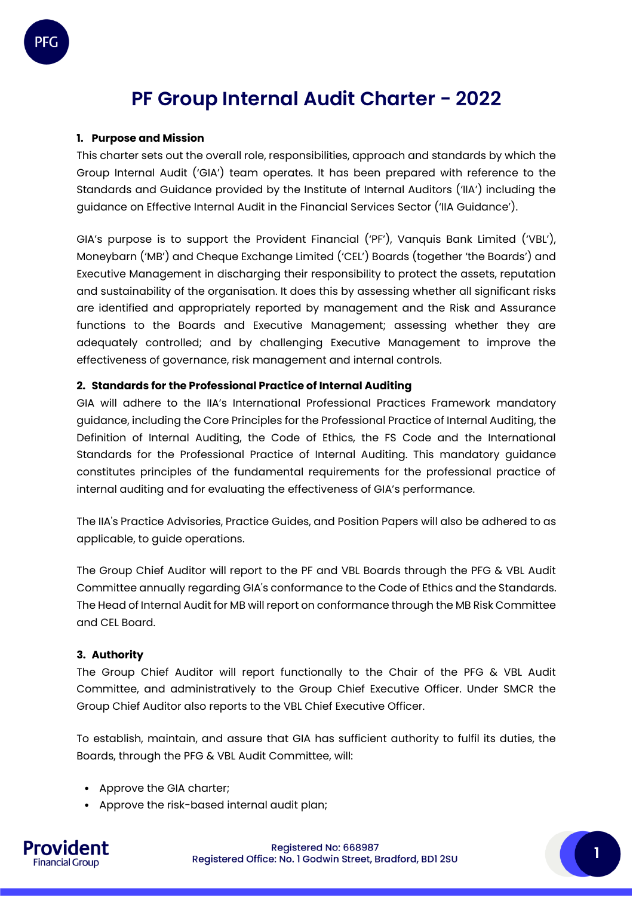# PF Group Internal Audit Charter - 2022

## 1. Purpose and Mission

This charter sets out the overall role, responsibilities, approach and standards by which the Group Internal Audit ('GIA') team operates. It has been prepared with reference to the Standards and Guidance provided by the Institute of Internal Auditors ('IIA') including the guidance on Effective Internal Audit in the Financial Services Sector ('IIA Guidance').

GIA's purpose is to support the Provident Financial ('PF'), Vanquis Bank Limited ('VBL'), Moneybarn ('MB') and Cheque Exchange Limited ('CEL') Boards (together 'the Boards') and Executive Management in discharging their responsibility to protect the assets, reputation and sustainability of the organisation. It does this by assessing whether all significant risks are identified and appropriately reported by management and the Risk and Assurance functions to the Boards and Executive Management; assessing whether they are adequately controlled; and by challenging Executive Management to improve the effectiveness of governance, risk management and internal controls.

## 2. Standards for the Professional Practice of Internal Auditing

GIA will adhere to the IIA's International Professional Practices Framework mandatory guidance, including the Core Principles for the Professional Practice of Internal Auditing, the Definition of Internal Auditing, the Code of Ethics, the FS Code and the International Standards for the Professional Practice of Internal Auditing. This mandatory guidance constitutes principles of the fundamental requirements for the professional practice of internal auditing and for evaluating the effectiveness of GIA's performance.

The IIA's Practice Advisories, Practice Guides, and Position Papers will also be adhered to as applicable, to guide operations.

The Group Chief Auditor will report to the PF and VBL Boards through the PFG & VBL Audit Committee annually regarding GIA's conformance to the Code of Ethics and the Standards. The Head of Internal Audit for MB will report on conformance through the MB Risk Committee and CEL Board.

## 3. Authority

The Group Chief Auditor will report functionally to the Chair of the PFG & VBL Audit Committee, and administratively to the Group Chief Executive Officer. Under SMCR the Group Chief Auditor also reports to the VBL Chief Executive Officer.

To establish, maintain, and assure that GIA has sufficient authority to fulfil its duties, the Boards, through the PFG & VBL Audit Committee, will:

- Approve the GIA charter;
- Approve the risk-based internal audit plan;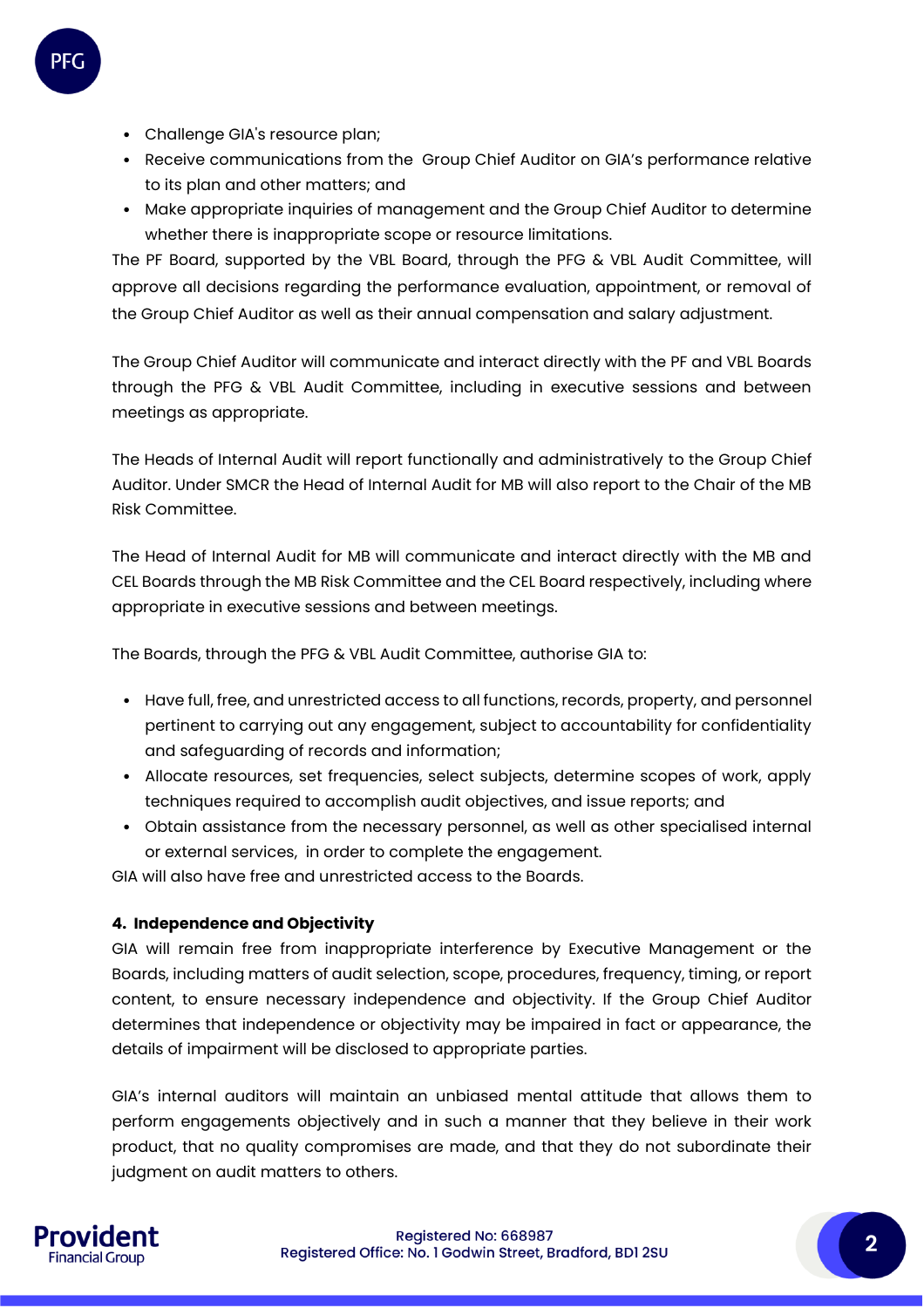- Challenge GIA's resource plan;
- Receive communications from the Group Chief Auditor on GIA's performance relative to its plan and other matters; and
- Make appropriate inquiries of management and the Group Chief Auditor to determine whether there is inappropriate scope or resource limitations.

The PF Board, supported by the VBL Board, through the PFG & VBL Audit Committee, will approve all decisions regarding the performance evaluation, appointment, or removal of the Group Chief Auditor as well as their annual compensation and salary adjustment.

The Group Chief Auditor will communicate and interact directly with the PF and VBL Boards through the PFG & VBL Audit Committee, including in executive sessions and between meetings as appropriate.

The Heads of Internal Audit will report functionally and administratively to the Group Chief Auditor. Under SMCR the Head of Internal Audit for MB will also report to the Chair of the MB Risk Committee.

The Head of Internal Audit for MB will communicate and interact directly with the MB and CEL Boards through the MB Risk Committee and the CEL Board respectively, including where appropriate in executive sessions and between meetings.

The Boards, through the PFG & VBL Audit Committee, authorise GIA to:

- Have full, free, and unrestricted access to all functions, records, property, and personnel pertinent to carrying out any engagement, subject to accountability for confidentiality and safeguarding of records and information;
- Allocate resources, set frequencies, select subjects, determine scopes of work, apply techniques required to accomplish audit objectives, and issue reports; and
- Obtain assistance from the necessary personnel, as well as other specialised internal or external services, in order to complete the engagement.

GIA will also have free and unrestricted access to the Boards.

#### 4. Independence and Objectivity

GIA will remain free from inappropriate interference by Executive Management or the Boards, including matters of audit selection, scope, procedures, frequency, timing, or report content, to ensure necessary independence and objectivity. If the Group Chief Auditor determines that independence or objectivity may be impaired in fact or appearance, the details of impairment will be disclosed to appropriate parties.

GIA's internal auditors will maintain an unbiased mental attitude that allows them to perform engagements objectively and in such a manner that they believe in their work product, that no quality compromises are made, and that they do not subordinate their judgment on audit matters to others.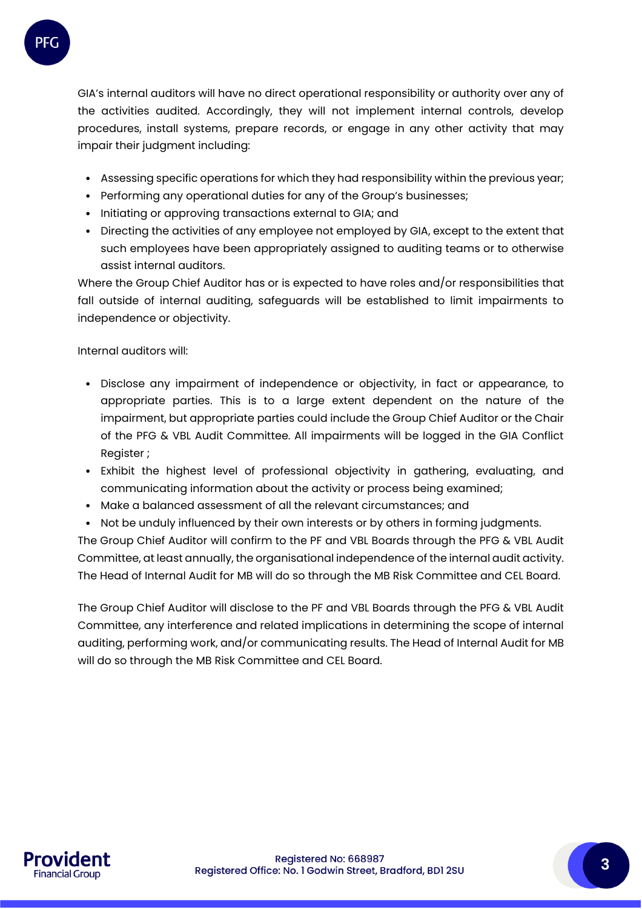GIA's internal auditors will have no direct operational responsibility or authority over any of the activities audited. Accordingly, they will not implement internal controls, develop procedures, install systems, prepare records, or engage in any other activity that may impair their judgment including:

- Assessing specific operations for which they had responsibility within the previous year;
- Performing any operational duties for any of the Group's businesses;
- Initiating or approving transactions external to GIA; and
- Directing the activities of any employee not employed by GIA, except to the extent that such employees have been appropriately assigned to auditing teams or to otherwise assist internal auditors.

Where the Group Chief Auditor has or is expected to have roles and/or responsibilities that fall outside of internal auditing, safeguards will be established to limit impairments to independence or objectivity.

Internal auditors will:

- Disclose any impairment of independence or objectivity, in fact or appearance, to appropriate parties. This is to a large extent dependent on the nature of the impairment, but appropriate parties could include the Group Chief Auditor or the Chair of the PFG & VBL Audit Committee. All impairments will be logged in the GIA Conflict Register ;
- Exhibit the highest level of professional objectivity in gathering, evaluating, and communicating information about the activity or process being examined;
- Make a balanced assessment of all the relevant circumstances; and
- Not be unduly influenced by their own interests or by others in forming judgments.

The Group Chief Auditor will confirm to the PF and VBL Boards through the PFG & VBL Audit Committee, at least annually, the organisational independence of the internal audit activity. The Head of Internal Audit for MB will do so through the MB Risk Committee and CEL Board.

The Group Chief Auditor will disclose to the PF and VBL Boards through the PFG & VBL Audit Committee, any interference and related implications in determining the scope of internal auditing, performing work, and/or communicating results. The Head of Internal Audit for MB will do so through the MB Risk Committee and CEL Board.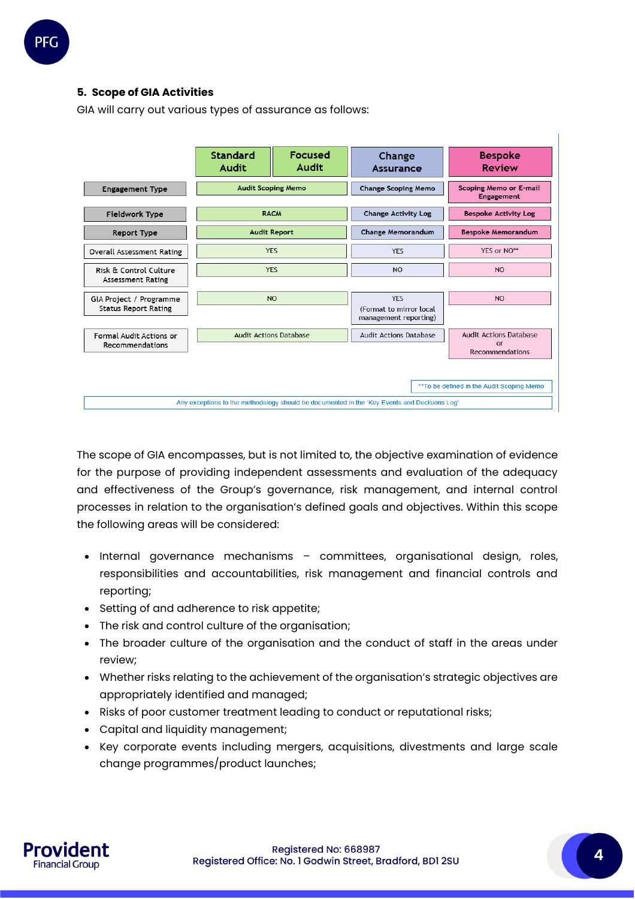## 5. Scope of GIA Activities

GIA will carry out various types of assurance as follows:

| | Standard Audit | Focused Audit | Change Assurance | Bespoke Review |
|---|---|---|---|---|
| Engagement Type | Audit Scoping Memo | | Change Scoping Memo | Scoping Memo or E-mail Engagement |
| Fieldwork Type | RACM | | Change Activity Log | Bespoke Activity Log |
| Report Type | Audit Report | | Change Memorandum | Bespoke Memorandum |
| Overall Assessment Rating | YES | | YES | YES or NO** |
| Risk & Control Culture Assessment Rating | YES | | NO | NO |
| GIA Project / Programme Status Report Rating | NO | | YES (Format to mirror local management reporting) | NO |
| Formal Audit Actions or Recommendations | Audit Actions Database | | Audit Actions Database | Audit Actions Database or Recommendations |

**To be defined in the Audit Scoping Memo

Any exceptions to the methodology should be documented in the 'Key Events and Decisions Log'

The scope of GIA encompasses, but is not limited to, the objective examination of evidence for the purpose of providing independent assessments and evaluation of the adequacy and effectiveness of the Group's governance, risk management, and internal control processes in relation to the organisation's defined goals and objectives. Within this scope the following areas will be considered:

- Internal governance mechanisms – committees, organisational design, roles, responsibilities and accountabilities, risk management and financial controls and reporting;
- Setting of and adherence to risk appetite;
- The risk and control culture of the organisation;
- The broader culture of the organisation and the conduct of staff in the areas under review;
- Whether risks relating to the achievement of the organisation's strategic objectives are appropriately identified and managed;
- Risks of poor customer treatment leading to conduct or reputational risks;
- Capital and liquidity management;
- Key corporate events including mergers, acquisitions, divestments and large scale change programmes/product launches;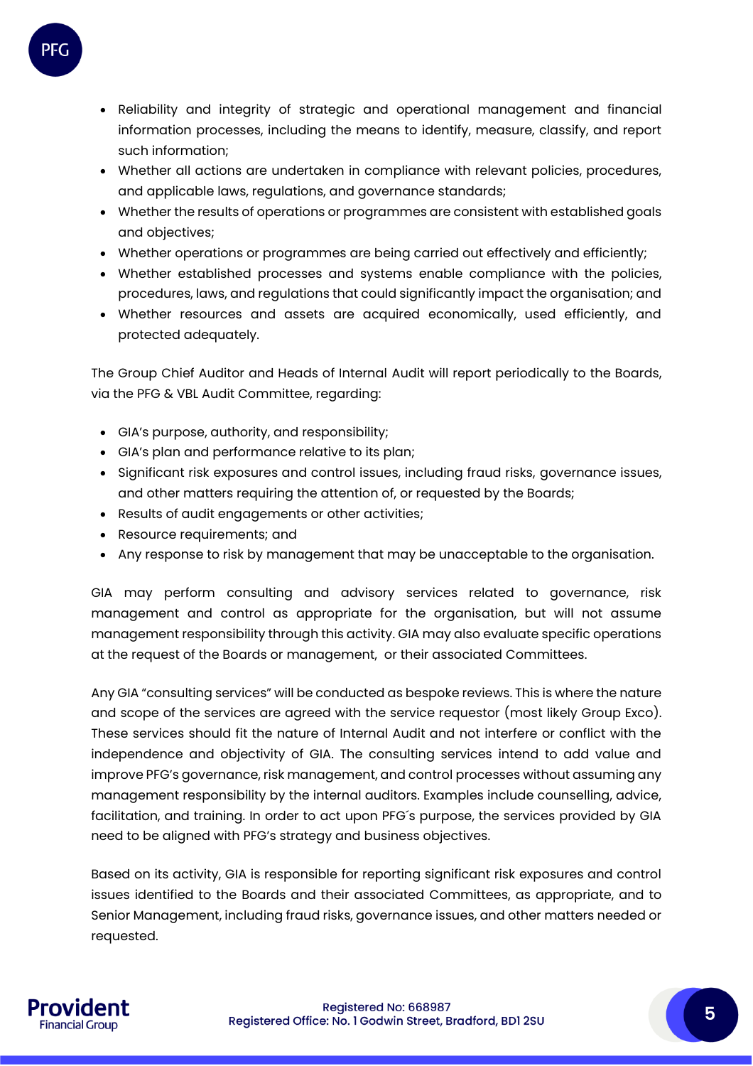- Reliability and integrity of strategic and operational management and financial information processes, including the means to identify, measure, classify, and report such information;
- Whether all actions are undertaken in compliance with relevant policies, procedures, and applicable laws, regulations, and governance standards;
- Whether the results of operations or programmes are consistent with established goals and objectives;
- Whether operations or programmes are being carried out effectively and efficiently;
- Whether established processes and systems enable compliance with the policies, procedures, laws, and regulations that could significantly impact the organisation; and
- Whether resources and assets are acquired economically, used efficiently, and protected adequately.

The Group Chief Auditor and Heads of Internal Audit will report periodically to the Boards, via the PFG & VBL Audit Committee, regarding:

- GIA's purpose, authority, and responsibility;
- GIA's plan and performance relative to its plan;
- Significant risk exposures and control issues, including fraud risks, governance issues, and other matters requiring the attention of, or requested by the Boards;
- Results of audit engagements or other activities;
- Resource requirements; and
- Any response to risk by management that may be unacceptable to the organisation.

GIA may perform consulting and advisory services related to governance, risk management and control as appropriate for the organisation, but will not assume management responsibility through this activity. GIA may also evaluate specific operations at the request of the Boards or management, or their associated Committees.

Any GIA "consulting services" will be conducted as bespoke reviews. This is where the nature and scope of the services are agreed with the service requestor (most likely Group Exco). These services should fit the nature of Internal Audit and not interfere or conflict with the independence and objectivity of GIA. The consulting services intend to add value and improve PFG's governance, risk management, and control processes without assuming any management responsibility by the internal auditors. Examples include counselling, advice, facilitation, and training. In order to act upon PFG´s purpose, the services provided by GIA need to be aligned with PFG's strategy and business objectives.

Based on its activity, GIA is responsible for reporting significant risk exposures and control issues identified to the Boards and their associated Committees, as appropriate, and to Senior Management, including fraud risks, governance issues, and other matters needed or requested.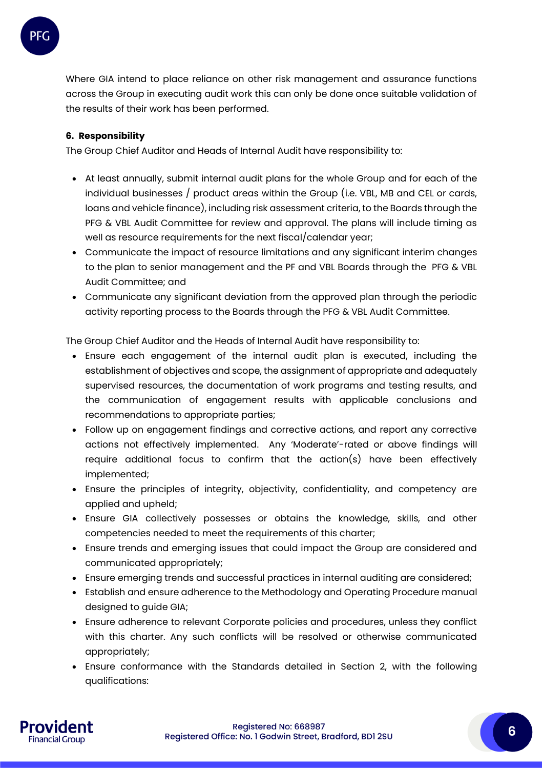Where GIA intend to place reliance on other risk management and assurance functions across the Group in executing audit work this can only be done once suitable validation of the results of their work has been performed.

**6. Responsibility**

The Group Chief Auditor and Heads of Internal Audit have responsibility to:

- At least annually, submit internal audit plans for the whole Group and for each of the individual businesses / product areas within the Group (i.e. VBL, MB and CEL or cards, loans and vehicle finance), including risk assessment criteria, to the Boards through the PFG & VBL Audit Committee for review and approval. The plans will include timing as well as resource requirements for the next fiscal/calendar year;
- Communicate the impact of resource limitations and any significant interim changes to the plan to senior management and the PF and VBL Boards through the PFG & VBL Audit Committee; and
- Communicate any significant deviation from the approved plan through the periodic activity reporting process to the Boards through the PFG & VBL Audit Committee.

The Group Chief Auditor and the Heads of Internal Audit have responsibility to:

- Ensure each engagement of the internal audit plan is executed, including the establishment of objectives and scope, the assignment of appropriate and adequately supervised resources, the documentation of work programs and testing results, and the communication of engagement results with applicable conclusions and recommendations to appropriate parties;
- Follow up on engagement findings and corrective actions, and report any corrective actions not effectively implemented. Any 'Moderate'-rated or above findings will require additional focus to confirm that the action(s) have been effectively implemented;
- Ensure the principles of integrity, objectivity, confidentiality, and competency are applied and upheld;
- Ensure GIA collectively possesses or obtains the knowledge, skills, and other competencies needed to meet the requirements of this charter;
- Ensure trends and emerging issues that could impact the Group are considered and communicated appropriately;
- Ensure emerging trends and successful practices in internal auditing are considered;
- Establish and ensure adherence to the Methodology and Operating Procedure manual designed to guide GIA;
- Ensure adherence to relevant Corporate policies and procedures, unless they conflict with this charter. Any such conflicts will be resolved or otherwise communicated appropriately;
- Ensure conformance with the Standards detailed in Section 2, with the following qualifications: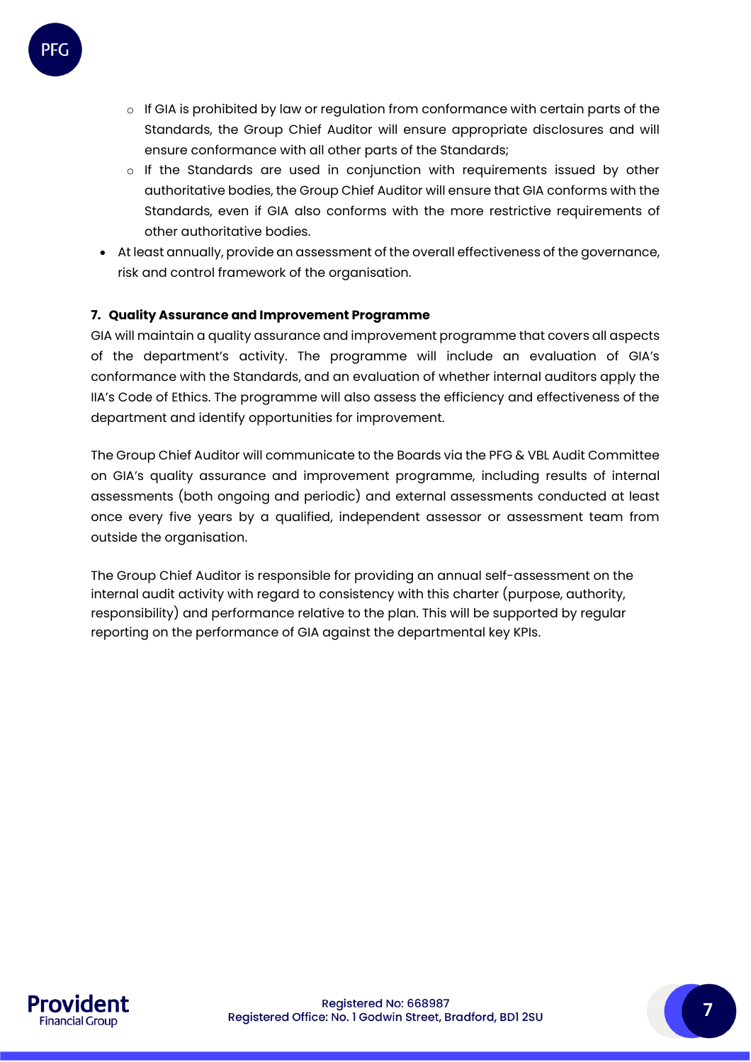- If GIA is prohibited by law or regulation from conformance with certain parts of the Standards, the Group Chief Auditor will ensure appropriate disclosures and will ensure conformance with all other parts of the Standards;
  - If the Standards are used in conjunction with requirements issued by other authoritative bodies, the Group Chief Auditor will ensure that GIA conforms with the Standards, even if GIA also conforms with the more restrictive requirements of other authoritative bodies.
- At least annually, provide an assessment of the overall effectiveness of the governance, risk and control framework of the organisation.

**7. Quality Assurance and Improvement Programme**

GIA will maintain a quality assurance and improvement programme that covers all aspects of the department's activity. The programme will include an evaluation of GIA's conformance with the Standards, and an evaluation of whether internal auditors apply the IIA's Code of Ethics. The programme will also assess the efficiency and effectiveness of the department and identify opportunities for improvement.

The Group Chief Auditor will communicate to the Boards via the PFG & VBL Audit Committee on GIA's quality assurance and improvement programme, including results of internal assessments (both ongoing and periodic) and external assessments conducted at least once every five years by a qualified, independent assessor or assessment team from outside the organisation.

The Group Chief Auditor is responsible for providing an annual self-assessment on the internal audit activity with regard to consistency with this charter (purpose, authority, responsibility) and performance relative to the plan. This will be supported by regular reporting on the performance of GIA against the departmental key KPIs.